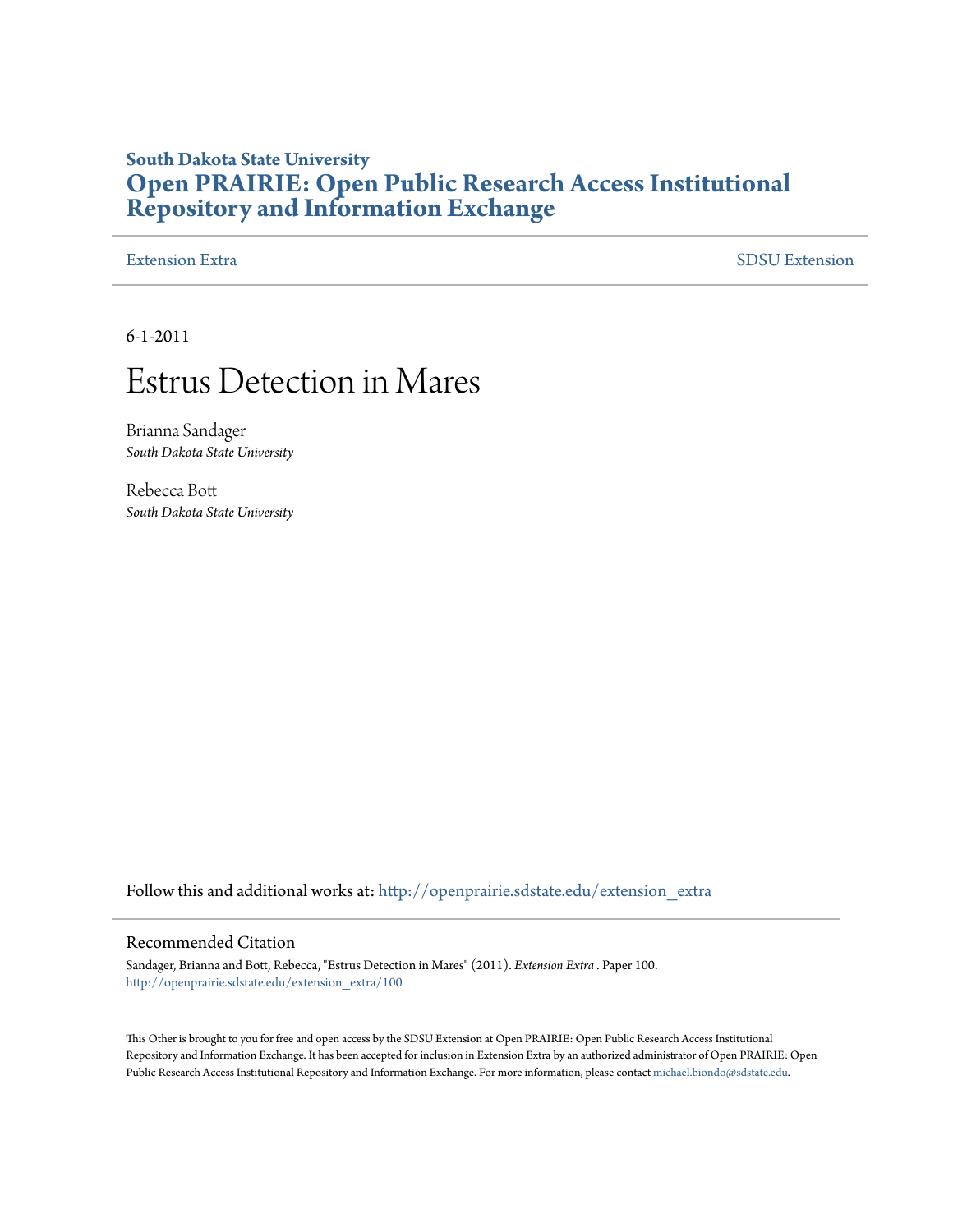South Dakota State University

# Open PRAIRIE: Open Public Research Access Institutional Repository and Information Exchange

Extension Extra

SDSU Extension

6-1-2011

# Estrus Detection in Mares

Brianna Sandager
*South Dakota State University*

Rebecca Bott
*South Dakota State University*

Follow this and additional works at: http://openprairie.sdstate.edu/extension_extra

## Recommended Citation

Sandager, Brianna and Bott, Rebecca, "Estrus Detection in Mares" (2011). *Extension Extra* . Paper 100.
http://openprairie.sdstate.edu/extension_extra/100

This Other is brought to you for free and open access by the SDSU Extension at Open PRAIRIE: Open Public Research Access Institutional Repository and Information Exchange. It has been accepted for inclusion in Extension Extra by an authorized administrator of Open PRAIRIE: Open Public Research Access Institutional Repository and Information Exchange. For more information, please contact michael.biondo@sdstate.edu.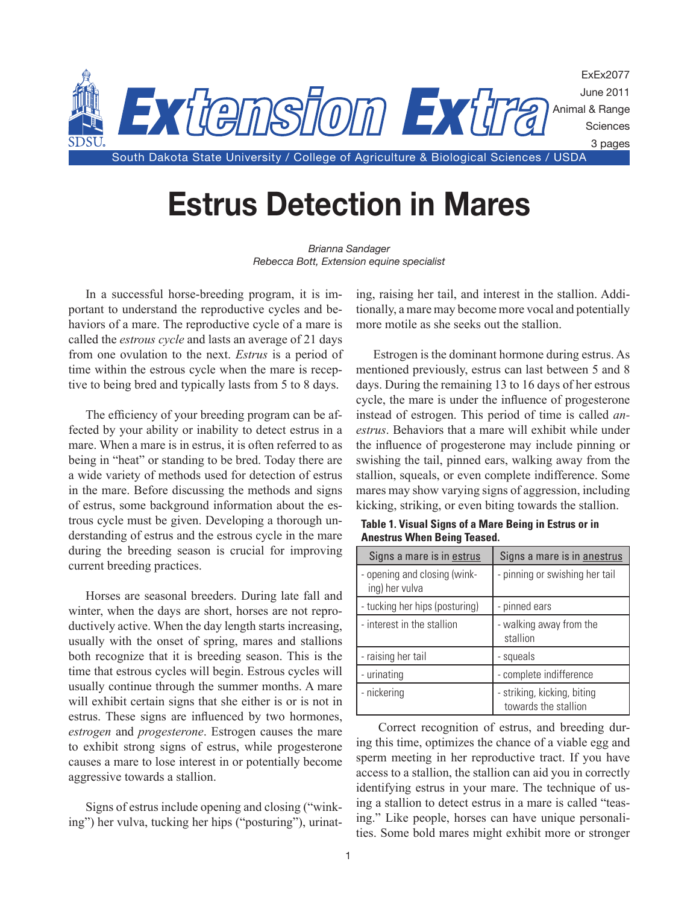# Estrus Detection in Mares

*Brianna Sandager*
*Rebecca Bott, Extension equine specialist*

In a successful horse-breeding program, it is important to understand the reproductive cycles and behaviors of a mare. The reproductive cycle of a mare is called the *estrous cycle* and lasts an average of 21 days from one ovulation to the next. *Estrus* is a period of time within the estrous cycle when the mare is receptive to being bred and typically lasts from 5 to 8 days.

The efficiency of your breeding program can be affected by your ability or inability to detect estrus in a mare. When a mare is in estrus, it is often referred to as being in "heat" or standing to be bred. Today there are a wide variety of methods used for detection of estrus in the mare. Before discussing the methods and signs of estrus, some background information about the estrous cycle must be given. Developing a thorough understanding of estrus and the estrous cycle in the mare during the breeding season is crucial for improving current breeding practices.

Horses are seasonal breeders. During late fall and winter, when the days are short, horses are not reproductively active. When the day length starts increasing, usually with the onset of spring, mares and stallions both recognize that it is breeding season. This is the time that estrous cycles will begin. Estrous cycles will usually continue through the summer months. A mare will exhibit certain signs that she either is or is not in estrus. These signs are influenced by two hormones, *estrogen* and *progesterone*. Estrogen causes the mare to exhibit strong signs of estrus, while progesterone causes a mare to lose interest in or potentially become aggressive towards a stallion.

Signs of estrus include opening and closing ("winking") her vulva, tucking her hips ("posturing"), urinating, raising her tail, and interest in the stallion. Additionally, a mare may become more vocal and potentially more motile as she seeks out the stallion.

Estrogen is the dominant hormone during estrus. As mentioned previously, estrus can last between 5 and 8 days. During the remaining 13 to 16 days of her estrous cycle, the mare is under the influence of progesterone instead of estrogen. This period of time is called *anestrus*. Behaviors that a mare will exhibit while under the influence of progesterone may include pinning or swishing the tail, pinned ears, walking away from the stallion, squeals, or even complete indifference. Some mares may show varying signs of aggression, including kicking, striking, or even biting towards the stallion.

**Table 1. Visual Signs of a Mare Being in Estrus or in Anestrus When Being Teased.**

| Signs a mare is in estrus | Signs a mare is in anestrus |
|---|---|
| - opening and closing (winking) her vulva | - pinning or swishing her tail |
| - tucking her hips (posturing) | - pinned ears |
| - interest in the stallion | - walking away from the stallion |
| - raising her tail | - squeals |
| - urinating | - complete indifference |
| - nickering | - striking, kicking, biting towards the stallion |

Correct recognition of estrus, and breeding during this time, optimizes the chance of a viable egg and sperm meeting in her reproductive tract. If you have access to a stallion, the stallion can aid you in correctly identifying estrus in your mare. The technique of using a stallion to detect estrus in a mare is called "teasing." Like people, horses can have unique personalities. Some bold mares might exhibit more or stronger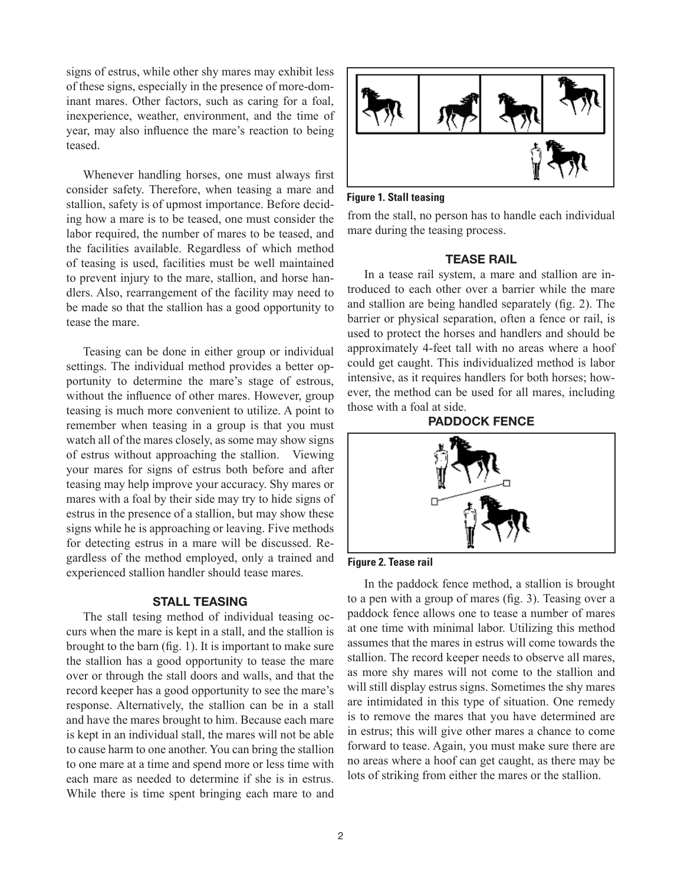signs of estrus, while other shy mares may exhibit less of these signs, especially in the presence of more-dominant mares. Other factors, such as caring for a foal, inexperience, weather, environment, and the time of year, may also influence the mare's reaction to being teased.

Whenever handling horses, one must always first consider safety. Therefore, when teasing a mare and stallion, safety is of upmost importance. Before deciding how a mare is to be teased, one must consider the labor required, the number of mares to be teased, and the facilities available. Regardless of which method of teasing is used, facilities must be well maintained to prevent injury to the mare, stallion, and horse handlers. Also, rearrangement of the facility may need to be made so that the stallion has a good opportunity to tease the mare.

Teasing can be done in either group or individual settings. The individual method provides a better opportunity to determine the mare's stage of estrous, without the influence of other mares. However, group teasing is much more convenient to utilize. A point to remember when teasing in a group is that you must watch all of the mares closely, as some may show signs of estrus without approaching the stallion. Viewing your mares for signs of estrus both before and after teasing may help improve your accuracy. Shy mares or mares with a foal by their side may try to hide signs of estrus in the presence of a stallion, but may show these signs while he is approaching or leaving. Five methods for detecting estrus in a mare will be discussed. Regardless of the method employed, only a trained and experienced stallion handler should tease mares.

## STALL TEASING

The stall tesing method of individual teasing occurs when the mare is kept in a stall, and the stallion is brought to the barn (fig. 1). It is important to make sure the stallion has a good opportunity to tease the mare over or through the stall doors and walls, and that the record keeper has a good opportunity to see the mare's response. Alternatively, the stallion can be in a stall and have the mares brought to him. Because each mare is kept in an individual stall, the mares will not be able to cause harm to one another. You can bring the stallion to one mare at a time and spend more or less time with each mare as needed to determine if she is in estrus. While there is time spent bringing each mare to and from the stall, no person has to handle each individual mare during the teasing process.

**Figure 1. Stall teasing**

## TEASE RAIL

In a tease rail system, a mare and stallion are introduced to each other over a barrier while the mare and stallion are being handled separately (fig. 2). The barrier or physical separation, often a fence or rail, is used to protect the horses and handlers and should be approximately 4-feet tall with no areas where a hoof could get caught. This individualized method is labor intensive, as it requires handlers for both horses; however, the method can be used for all mares, including those with a foal at side.

**Figure 2. Tease rail**

## PADDOCK FENCE

In the paddock fence method, a stallion is brought to a pen with a group of mares (fig. 3). Teasing over a paddock fence allows one to tease a number of mares at one time with minimal labor. Utilizing this method assumes that the mares in estrus will come towards the stallion. The record keeper needs to observe all mares, as more shy mares will not come to the stallion and will still display estrus signs. Sometimes the shy mares are intimidated in this type of situation. One remedy is to remove the mares that you have determined are in estrus; this will give other mares a chance to come forward to tease. Again, you must make sure there are no areas where a hoof can get caught, as there may be lots of striking from either the mares or the stallion.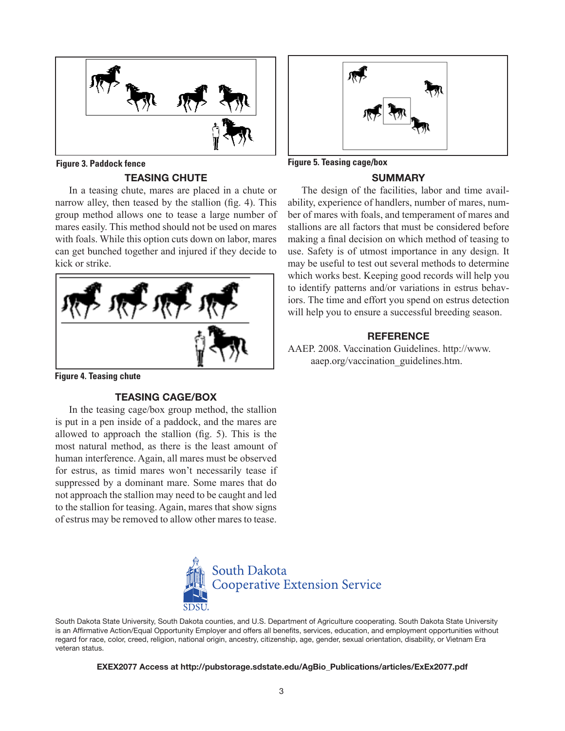Figure 3. Paddock fence

## TEASING CHUTE

In a teasing chute, mares are placed in a chute or narrow alley, then teased by the stallion (fig. 4). This group method allows one to tease a large number of mares easily. This method should not be used on mares with foals. While this option cuts down on labor, mares can get bunched together and injured if they decide to kick or strike.

Figure 4. Teasing chute

## TEASING CAGE/BOX

In the teasing cage/box group method, the stallion is put in a pen inside of a paddock, and the mares are allowed to approach the stallion (fig. 5). This is the most natural method, as there is the least amount of human interference. Again, all mares must be observed for estrus, as timid mares won't necessarily tease if suppressed by a dominant mare. Some mares that do not approach the stallion may need to be caught and led to the stallion for teasing. Again, mares that show signs of estrus may be removed to allow other mares to tease.

Figure 5. Teasing cage/box

## SUMMARY

The design of the facilities, labor and time availability, experience of handlers, number of mares, number of mares with foals, and temperament of mares and stallions are all factors that must be considered before making a final decision on which method of teasing to use. Safety is of utmost importance in any design. It may be useful to test out several methods to determine which works best. Keeping good records will help you to identify patterns and/or variations in estrus behaviors. The time and effort you spend on estrus detection will help you to ensure a successful breeding season.

## REFERENCE

AAEP. 2008. Vaccination Guidelines. http://www.aaep.org/vaccination_guidelines.htm.

South Dakota Cooperative Extension Service

SDSU.

South Dakota State University, South Dakota counties, and U.S. Department of Agriculture cooperating. South Dakota State University is an Affirmative Action/Equal Opportunity Employer and offers all benefits, services, education, and employment opportunities without regard for race, color, creed, religion, national origin, ancestry, citizenship, age, gender, sexual orientation, disability, or Vietnam Era veteran status.

**EXEX2077 Access at http://pubstorage.sdstate.edu/AgBio_Publications/articles/ExEx2077.pdf**